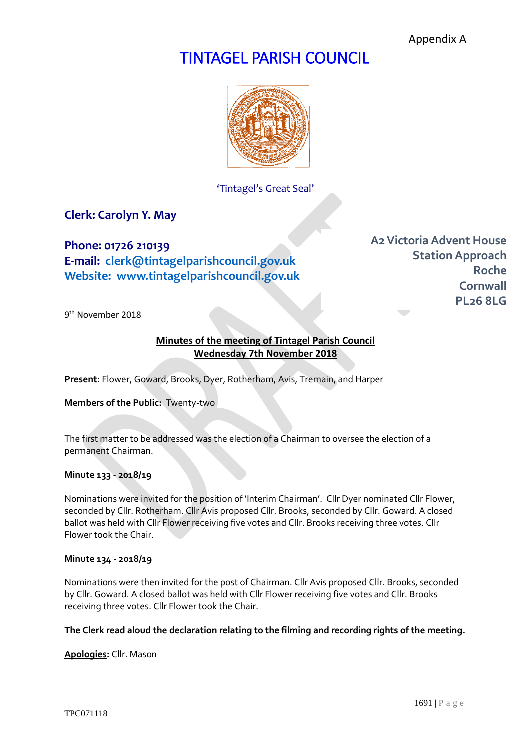Appendix A

# TINTAGEL PARISH COUNCIL

'Tintagel's Great Seal'

**Clerk: Carolyn Y. May**

**Phone: 01726 210139**
**E-mail: clerk@tintagelparishcouncil.gov.uk**
**Website: www.tintagelparishcouncil.gov.uk**

**A2 Victoria Advent House**
**Station Approach**
**Roche**
**Cornwall**
**PL26 8LG**

9th November 2018

## Minutes of the meeting of Tintagel Parish Council
## Wednesday 7th November 2018

**Present:** Flower, Goward, Brooks, Dyer, Rotherham, Avis, Tremain, and Harper

**Members of the Public:** Twenty-two

The first matter to be addressed was the election of a Chairman to oversee the election of a permanent Chairman.

**Minute 133 - 2018/19**

Nominations were invited for the position of 'Interim Chairman'. Cllr Dyer nominated Cllr Flower, seconded by Cllr. Rotherham. Cllr Avis proposed Cllr. Brooks, seconded by Cllr. Goward. A closed ballot was held with Cllr Flower receiving five votes and Cllr. Brooks receiving three votes. Cllr Flower took the Chair.

**Minute 134 - 2018/19**

Nominations were then invited for the post of Chairman. Cllr Avis proposed Cllr. Brooks, seconded by Cllr. Goward. A closed ballot was held with Cllr Flower receiving five votes and Cllr. Brooks receiving three votes. Cllr Flower took the Chair.

**The Clerk read aloud the declaration relating to the filming and recording rights of the meeting.**

**Apologies:** Cllr. Mason

TPC071118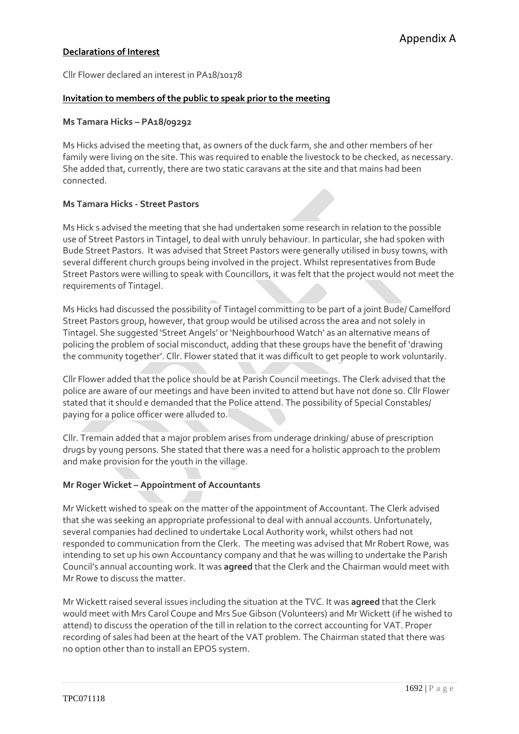Appendix A

**Declarations of Interest**

Cllr Flower declared an interest in PA18/10178

**Invitation to members of the public to speak prior to the meeting**

**Ms Tamara Hicks – PA18/09292**

Ms Hicks advised the meeting that, as owners of the duck farm, she and other members of her family were living on the site. This was required to enable the livestock to be checked, as necessary. She added that, currently, there are two static caravans at the site and that mains had been connected.

**Ms Tamara Hicks - Street Pastors**

Ms Hick s advised the meeting that she had undertaken some research in relation to the possible use of Street Pastors in Tintagel, to deal with unruly behaviour. In particular, she had spoken with Bude Street Pastors. It was advised that Street Pastors were generally utilised in busy towns, with several different church groups being involved in the project. Whilst representatives from Bude Street Pastors were willing to speak with Councillors, it was felt that the project would not meet the requirements of Tintagel.

Ms Hicks had discussed the possibility of Tintagel committing to be part of a joint Bude/ Camelford Street Pastors group, however, that group would be utilised across the area and not solely in Tintagel. She suggested 'Street Angels' or 'Neighbourhood Watch' as an alternative means of policing the problem of social misconduct, adding that these groups have the benefit of 'drawing the community together'. Cllr. Flower stated that it was difficult to get people to work voluntarily.

Cllr Flower added that the police should be at Parish Council meetings. The Clerk advised that the police are aware of our meetings and have been invited to attend but have not done so. Cllr Flower stated that it should e demanded that the Police attend. The possibility of Special Constables/ paying for a police officer were alluded to.

Cllr. Tremain added that a major problem arises from underage drinking/ abuse of prescription drugs by young persons. She stated that there was a need for a holistic approach to the problem and make provision for the youth in the village.

**Mr Roger Wicket – Appointment of Accountants**

Mr Wickett wished to speak on the matter of the appointment of Accountant. The Clerk advised that she was seeking an appropriate professional to deal with annual accounts. Unfortunately, several companies had declined to undertake Local Authority work, whilst others had not responded to communication from the Clerk. The meeting was advised that Mr Robert Rowe, was intending to set up his own Accountancy company and that he was willing to undertake the Parish Council's annual accounting work. It was **agreed** that the Clerk and the Chairman would meet with Mr Rowe to discuss the matter.

Mr Wickett raised several issues including the situation at the TVC. It was **agreed** that the Clerk would meet with Mrs Carol Coupe and Mrs Sue Gibson (Volunteers) and Mr Wickett (if he wished to attend) to discuss the operation of the till in relation to the correct accounting for VAT. Proper recording of sales had been at the heart of the VAT problem. The Chairman stated that there was no option other than to install an EPOS system.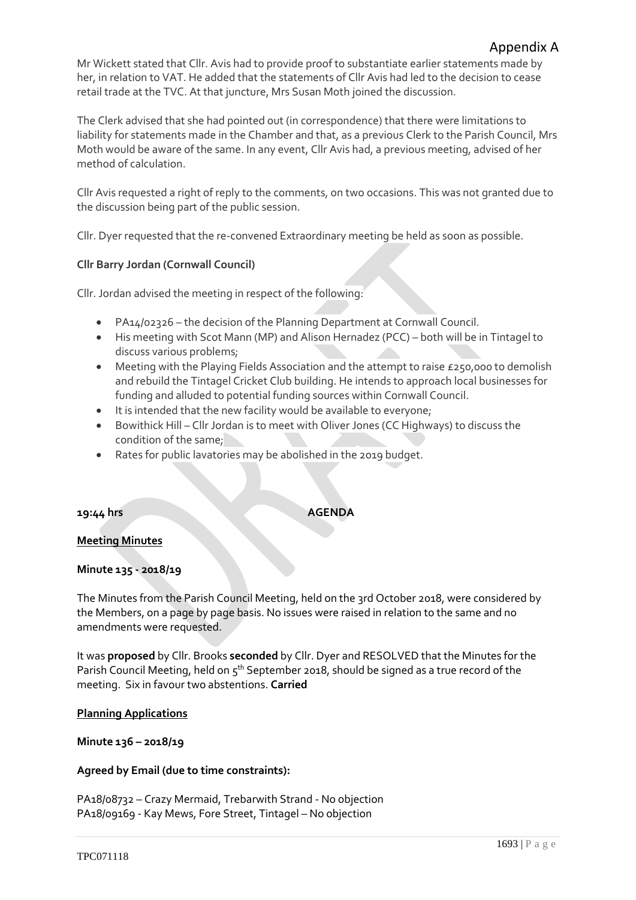Appendix A

Mr Wickett stated that Cllr. Avis had to provide proof to substantiate earlier statements made by her, in relation to VAT. He added that the statements of Cllr Avis had led to the decision to cease retail trade at the TVC. At that juncture, Mrs Susan Moth joined the discussion.

The Clerk advised that she had pointed out (in correspondence) that there were limitations to liability for statements made in the Chamber and that, as a previous Clerk to the Parish Council, Mrs Moth would be aware of the same. In any event, Cllr Avis had, a previous meeting, advised of her method of calculation.

Cllr Avis requested a right of reply to the comments, on two occasions. This was not granted due to the discussion being part of the public session.

Cllr. Dyer requested that the re-convened Extraordinary meeting be held as soon as possible.

**Cllr Barry Jordan (Cornwall Council)**

Cllr. Jordan advised the meeting in respect of the following:

- PA14/02326 – the decision of the Planning Department at Cornwall Council.
- His meeting with Scot Mann (MP) and Alison Hernadez (PCC) – both will be in Tintagel to discuss various problems;
- Meeting with the Playing Fields Association and the attempt to raise £250,000 to demolish and rebuild the Tintagel Cricket Club building. He intends to approach local businesses for funding and alluded to potential funding sources within Cornwall Council.
- It is intended that the new facility would be available to everyone;
- Bowithick Hill – Cllr Jordan is to meet with Oliver Jones (CC Highways) to discuss the condition of the same;
- Rates for public lavatories may be abolished in the 2019 budget.

**19:44 hrs** **AGENDA**

**Meeting Minutes**

**Minute 135 - 2018/19**

The Minutes from the Parish Council Meeting, held on the 3rd October 2018, were considered by the Members, on a page by page basis. No issues were raised in relation to the same and no amendments were requested.

It was **proposed** by Cllr. Brooks **seconded** by Cllr. Dyer and RESOLVED that the Minutes for the Parish Council Meeting, held on 5th September 2018, should be signed as a true record of the meeting. Six in favour two abstentions. **Carried**

**Planning Applications**

**Minute 136 – 2018/19**

**Agreed by Email (due to time constraints):**

PA18/08732 – Crazy Mermaid, Trebarwith Strand - No objection
PA18/09169 - Kay Mews, Fore Street, Tintagel – No objection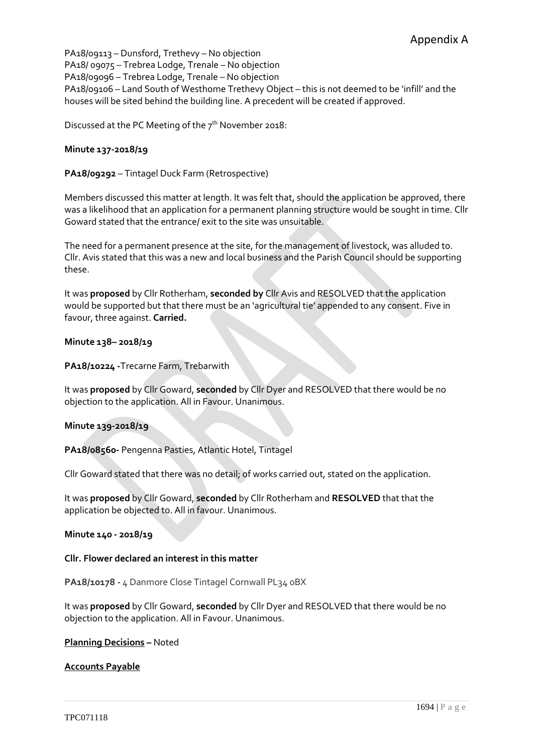Appendix A

PA18/09113 – Dunsford, Trethevy – No objection
PA18/ 09075 – Trebrea Lodge, Trenale – No objection
PA18/09096 – Trebrea Lodge, Trenale – No objection
PA18/09106 – Land South of Westhome Trethevy Object – this is not deemed to be 'infill' and the houses will be sited behind the building line. A precedent will be created if approved.

Discussed at the PC Meeting of the 7th November 2018:

**Minute 137-2018/19**

**PA18/09292** – Tintagel Duck Farm (Retrospective)

Members discussed this matter at length. It was felt that, should the application be approved, there was a likelihood that an application for a permanent planning structure would be sought in time. Cllr Goward stated that the entrance/ exit to the site was unsuitable.

The need for a permanent presence at the site, for the management of livestock, was alluded to. Cllr. Avis stated that this was a new and local business and the Parish Council should be supporting these.

It was **proposed** by Cllr Rotherham, **seconded by** Cllr Avis and RESOLVED that the application would be supported but that there must be an 'agricultural tie' appended to any consent. Five in favour, three against. **Carried.**

**Minute 138– 2018/19**

**PA18/10224 -**Trecarne Farm, Trebarwith

It was **proposed** by Cllr Goward, **seconded** by Cllr Dyer and RESOLVED that there would be no objection to the application. All in Favour. Unanimous.

**Minute 139-2018/19**

**PA18/08560-** Pengenna Pasties, Atlantic Hotel, Tintagel

Cllr Goward stated that there was no detail; of works carried out, stated on the application.

It was **proposed** by Cllr Goward, **seconded** by Cllr Rotherham and **RESOLVED** that that the application be objected to. All in favour. Unanimous.

**Minute 140 - 2018/19**

**Cllr. Flower declared an interest in this matter**

**PA18/10178 -** 4 Danmore Close Tintagel Cornwall PL34 0BX

It was **proposed** by Cllr Goward, **seconded** by Cllr Dyer and RESOLVED that there would be no objection to the application. All in Favour. Unanimous.

**Planning Decisions –** Noted

**Accounts Payable**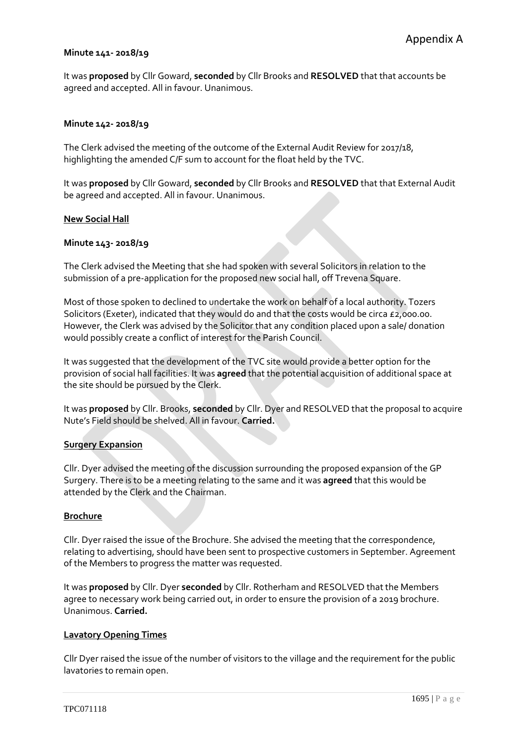Appendix A

**Minute 141- 2018/19**

It was **proposed** by Cllr Goward, **seconded** by Cllr Brooks and **RESOLVED** that that accounts be agreed and accepted. All in favour. Unanimous.

**Minute 142- 2018/19**

The Clerk advised the meeting of the outcome of the External Audit Review for 2017/18, highlighting the amended C/F sum to account for the float held by the TVC.

It was **proposed** by Cllr Goward, **seconded** by Cllr Brooks and **RESOLVED** that that External Audit be agreed and accepted. All in favour. Unanimous.

**<u>New Social Hall</u>**

**Minute 143- 2018/19**

The Clerk advised the Meeting that she had spoken with several Solicitors in relation to the submission of a pre-application for the proposed new social hall, off Trevena Square.

Most of those spoken to declined to undertake the work on behalf of a local authority. Tozers Solicitors (Exeter), indicated that they would do and that the costs would be circa £2,000.00. However, the Clerk was advised by the Solicitor that any condition placed upon a sale/ donation would possibly create a conflict of interest for the Parish Council.

It was suggested that the development of the TVC site would provide a better option for the provision of social hall facilities. It was **agreed** that the potential acquisition of additional space at the site should be pursued by the Clerk.

It was **proposed** by Cllr. Brooks, **seconded** by Cllr. Dyer and RESOLVED that the proposal to acquire Nute's Field should be shelved. All in favour. **Carried.**

**<u>Surgery Expansion</u>**

Cllr. Dyer advised the meeting of the discussion surrounding the proposed expansion of the GP Surgery. There is to be a meeting relating to the same and it was **agreed** that this would be attended by the Clerk and the Chairman.

**<u>Brochure</u>**

Cllr. Dyer raised the issue of the Brochure. She advised the meeting that the correspondence, relating to advertising, should have been sent to prospective customers in September. Agreement of the Members to progress the matter was requested.

It was **proposed** by Cllr. Dyer **seconded** by Cllr. Rotherham and RESOLVED that the Members agree to necessary work being carried out, in order to ensure the provision of a 2019 brochure. Unanimous. **Carried.**

**<u>Lavatory Opening Times</u>**

Cllr Dyer raised the issue of the number of visitors to the village and the requirement for the public lavatories to remain open.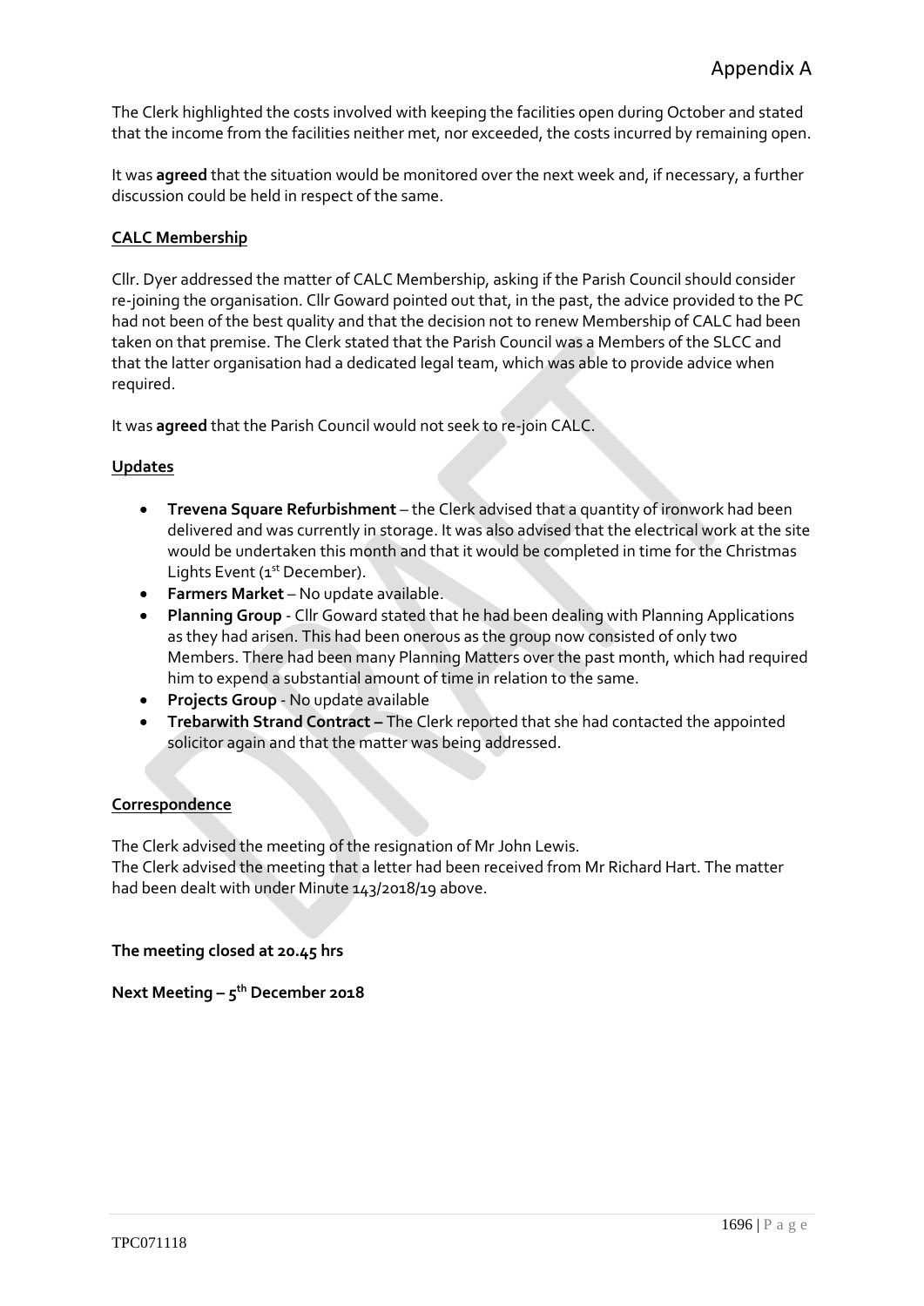Appendix A

The Clerk highlighted the costs involved with keeping the facilities open during October and stated that the income from the facilities neither met, nor exceeded, the costs incurred by remaining open.

It was **agreed** that the situation would be monitored over the next week and, if necessary, a further discussion could be held in respect of the same.

**CALC Membership**

Cllr. Dyer addressed the matter of CALC Membership, asking if the Parish Council should consider re-joining the organisation. Cllr Goward pointed out that, in the past, the advice provided to the PC had not been of the best quality and that the decision not to renew Membership of CALC had been taken on that premise. The Clerk stated that the Parish Council was a Members of the SLCC and that the latter organisation had a dedicated legal team, which was able to provide advice when required.

It was **agreed** that the Parish Council would not seek to re-join CALC.

**Updates**

- **Trevena Square Refurbishment** – the Clerk advised that a quantity of ironwork had been delivered and was currently in storage. It was also advised that the electrical work at the site would be undertaken this month and that it would be completed in time for the Christmas Lights Event (1st December).
- **Farmers Market** – No update available.
- **Planning Group** - Cllr Goward stated that he had been dealing with Planning Applications as they had arisen. This had been onerous as the group now consisted of only two Members. There had been many Planning Matters over the past month, which had required him to expend a substantial amount of time in relation to the same.
- **Projects Group** - No update available
- **Trebarwith Strand Contract –** The Clerk reported that she had contacted the appointed solicitor again and that the matter was being addressed.

**Correspondence**

The Clerk advised the meeting of the resignation of Mr John Lewis.
The Clerk advised the meeting that a letter had been received from Mr Richard Hart. The matter had been dealt with under Minute 143/2018/19 above.

**The meeting closed at 20.45 hrs**

**Next Meeting – 5th December 2018**

TPC071118